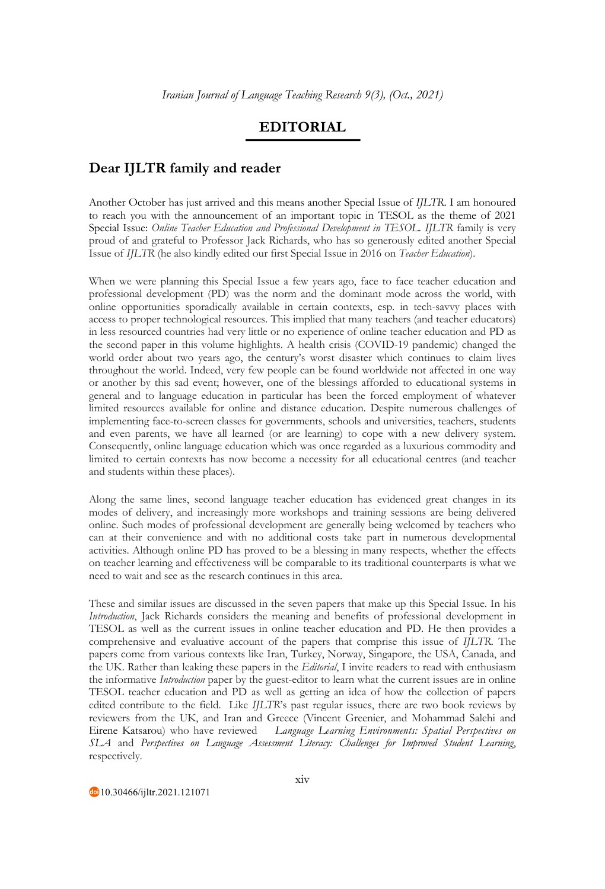# EDITORIAL

## Dear IJLTR family and reader

Another October has just arrived and this means another Special Issue of *IJLTR*. I am honoured to reach you with the announcement of an important topic in TESOL as the theme of 2021 Special Issue: *Online Teacher Education and Professional Development in TESOL*. *IJLTR* family is very proud of and grateful to Professor Jack Richards, who has so generously edited another Special Issue of *IJLTR* (he also kindly edited our first Special Issue in 2016 on *Teacher Education*).

When we were planning this Special Issue a few years ago, face to face teacher education and professional development (PD) was the norm and the dominant mode across the world, with online opportunities sporadically available in certain contexts, esp. in tech-savvy places with access to proper technological resources. This implied that many teachers (and teacher educators) in less resourced countries had very little or no experience of online teacher education and PD as the second paper in this volume highlights. A health crisis (COVID-19 pandemic) changed the world order about two years ago, the century's worst disaster which continues to claim lives throughout the world. Indeed, very few people can be found worldwide not affected in one way or another by this sad event; however, one of the blessings afforded to educational systems in general and to language education in particular has been the forced employment of whatever limited resources available for online and distance education. Despite numerous challenges of implementing face-to-screen classes for governments, schools and universities, teachers, students and even parents, we have all learned (or are learning) to cope with a new delivery system. Consequently, online language education which was once regarded as a luxurious commodity and limited to certain contexts has now become a necessity for all educational centres (and teacher and students within these places).

Along the same lines, second language teacher education has evidenced great changes in its modes of delivery, and increasingly more workshops and training sessions are being delivered online. Such modes of professional development are generally being welcomed by teachers who can at their convenience and with no additional costs take part in numerous developmental activities. Although online PD has proved to be a blessing in many respects, whether the effects on teacher learning and effectiveness will be comparable to its traditional counterparts is what we need to wait and see as the research continues in this area.

These and similar issues are discussed in the seven papers that make up this Special Issue. In his *Introduction*, Jack Richards considers the meaning and benefits of professional development in TESOL as well as the current issues in online teacher education and PD. He then provides a comprehensive and evaluative account of the papers that comprise this issue of *IJLTR*. The papers come from various contexts like Iran, Turkey, Norway, Singapore, the USA, Canada, and the UK. Rather than leaking these papers in the *Editorial*, I invite readers to read with enthusiasm the informative *Introduction* paper by the guest-editor to learn what the current issues are in online TESOL teacher education and PD as well as getting an idea of how the collection of papers edited contribute to the field. Like *IJLTR*'s past regular issues, there are two book reviews by reviewers from the UK, and Iran and Greece (Vincent Greenier, and Mohammad Salehi and Eirene Katsarou) who have reviewed *Language Learning Environments: Spatial Perspectives on SLA* and *Perspectives on Language Assessment Literacy: Challenges for Improved Student Learning*, respectively.

10.30466/ijltr.2021.121071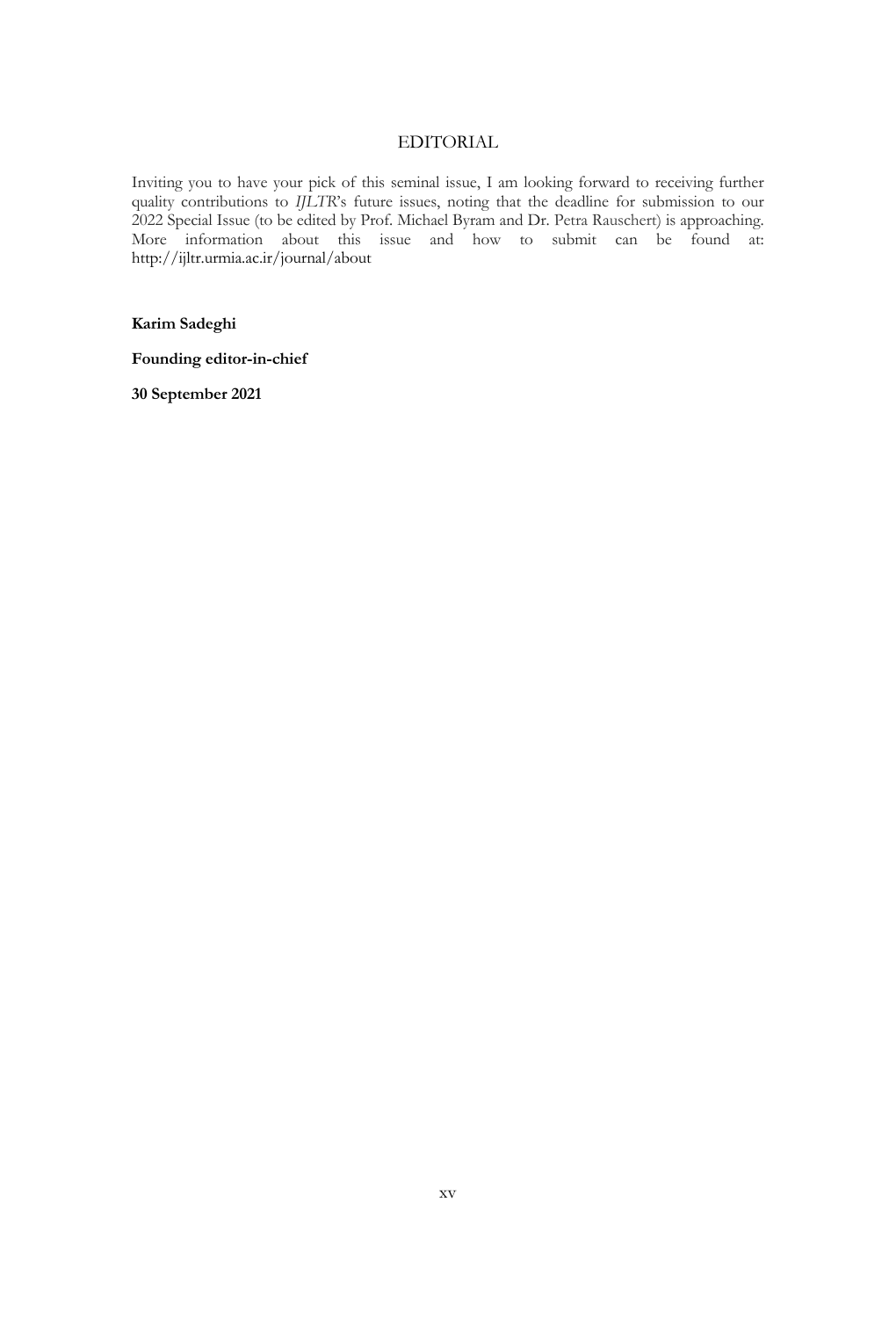# EDITORIAL

Inviting you to have your pick of this seminal issue, I am looking forward to receiving further quality contributions to *IJLTR*'s future issues, noting that the deadline for submission to our 2022 Special Issue (to be edited by Prof. Michael Byram and Dr. Petra Rauschert) is approaching. More information about this issue and how to submit can be found at: http://ijltr.urmia.ac.ir/journal/about

**Karim Sadeghi**

**Founding editor-in-chief**

**30 September 2021**